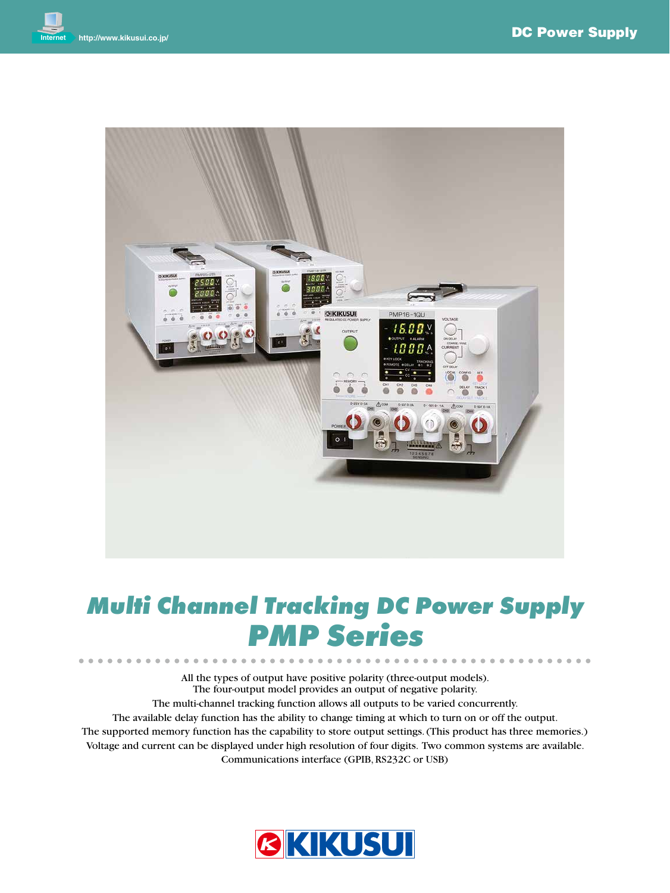# Multi Channel Tracking DC Power Supply
# PMP Series

All the types of output have positive polarity (three-output models).
The four-output model provides an output of negative polarity.
The multi-channel tracking function allows all outputs to be varied concurrently.
The available delay function has the ability to change timing at which to turn on or off the output.
The supported memory function has the capability to store output settings. (This product has three memories.)
Voltage and current can be displayed under high resolution of four digits. Two common systems are available.
Communications interface (GPIB, RS232C or USB)

KIKUSUI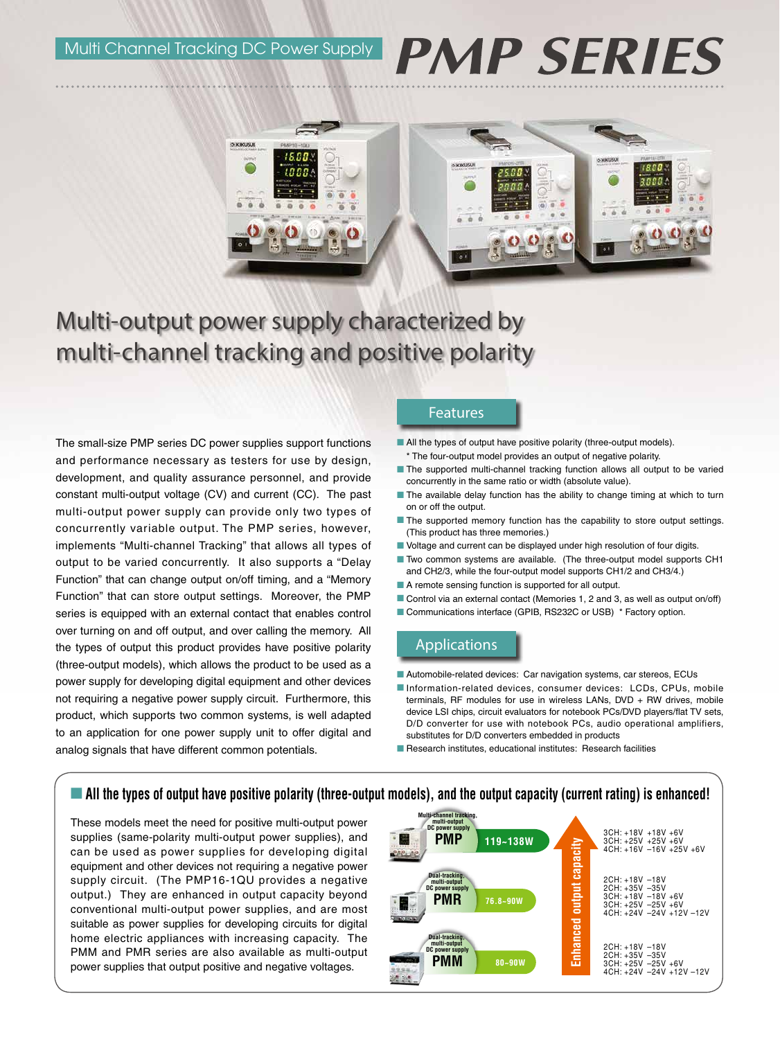Multi Channel Tracking DC Power Supply

# PMP SERIES

## Multi-output power supply characterized by multi-channel tracking and positive polarity

The small-size PMP series DC power supplies support functions and performance necessary as testers for use by design, development, and quality assurance personnel, and provide constant multi-output voltage (CV) and current (CC). The past multi-output power supply can provide only two types of concurrently variable output. The PMP series, however, implements "Multi-channel Tracking" that allows all types of output to be varied concurrently. It also supports a "Delay Function" that can change output on/off timing, and a "Memory Function" that can store output settings. Moreover, the PMP series is equipped with an external contact that enables control over turning on and off output, and over calling the memory. All the types of output this product provides have positive polarity (three-output models), which allows the product to be used as a power supply for developing digital equipment and other devices not requiring a negative power supply circuit. Furthermore, this product, which supports two common systems, is well adapted to an application for one power supply unit to offer digital and analog signals that have different common potentials.

### Features

- All the types of output have positive polarity (three-output models).
  * The four-output model provides an output of negative polarity.
- The supported multi-channel tracking function allows all output to be varied concurrently in the same ratio or width (absolute value).
- The available delay function has the ability to change timing at which to turn on or off the output.
- The supported memory function has the capability to store output settings. (This product has three memories.)
- Voltage and current can be displayed under high resolution of four digits.
- Two common systems are available. (The three-output model supports CH1 and CH2/3, while the four-output model supports CH1/2 and CH3/4.)
- A remote sensing function is supported for all output.
- Control via an external contact (Memories 1, 2 and 3, as well as output on/off)
- Communications interface (GPIB, RS232C or USB) * Factory option.

### Applications

- Automobile-related devices: Car navigation systems, car stereos, ECUs
- Information-related devices, consumer devices: LCDs, CPUs, mobile terminals, RF modules for use in wireless LANs, DVD + RW drives, mobile device LSI chips, circuit evaluators for notebook PCs/DVD players/flat TV sets, D/D converter for use with notebook PCs, audio operational amplifiers, substitutes for D/D converters embedded in products
- Research institutes, educational institutes: Research facilities

### All the types of output have positive polarity (three-output models), and the output capacity (current rating) is enhanced!

These models meet the need for positive multi-output power supplies (same-polarity multi-output power supplies), and can be used as power supplies for developing digital equipment and other devices not requiring a negative power supply circuit. (The PMP16-1QU provides a negative output.) They are enhanced in output capacity beyond conventional multi-output power supplies, and are most suitable as power supplies for developing circuits for digital home electric appliances with increasing capacity. The PMM and PMR series are also available as multi-output power supplies that output positive and negative voltages.

Enhanced output capacity

| Series | Type | Capacity | Outputs |
| --- | --- | --- | --- |
| PMP | Multi-channel tracking, multi-output DC power supply | 119~138W | 3CH: +18V +18V +6V<br>3CH: +25V +25V +6V<br>4CH: +16V −16V +25V +6V |
| PMR | Dual-tracking, multi-output DC power supply | 76.8~90W | 2CH: +18V −18V<br>2CH: +35V −35V<br>3CH: +18V −18V +6V<br>3CH: +25V −25V +6V<br>4CH: +24V −24V +12V −12V |
| PMM | Dual-tracking, multi-output DC power supply | 80~90W | 2CH: +18V −18V<br>2CH: +35V −35V<br>3CH: +25V −25V +6V<br>4CH: +24V −24V +12V −12V |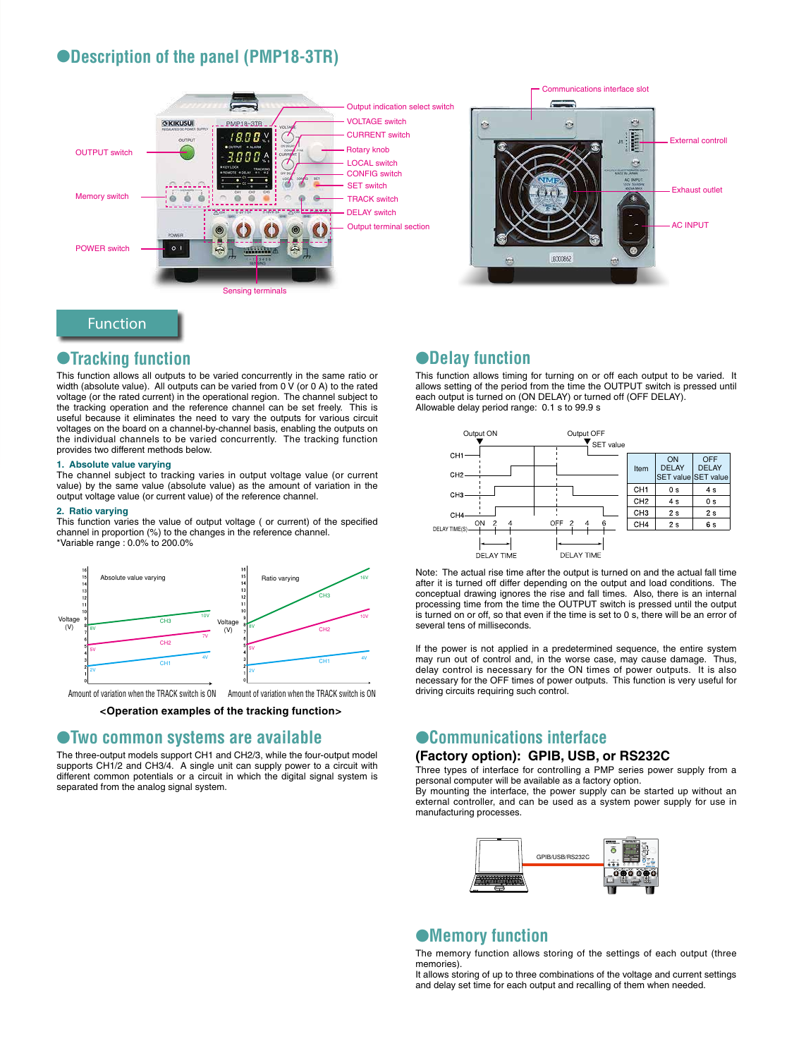## ●Description of the panel (PMP18-3TR)

- OUTPUT switch
- Memory switch
- POWER switch
- Sensing terminals
- Output indication select switch
- VOLTAGE switch
- CURRENT switch
- Rotary knob
- LOCAL switch
- CONFIG switch
- SET switch
- TRACK switch
- DELAY switch
- Output terminal section
- Communications interface slot
- External controll
- Exhaust outlet
- AC INPUT

## Function

### ●Tracking function

This function allows all outputs to be varied concurrently in the same ratio or width (absolute value). All outputs can be varied from 0 V (or 0 A) to the rated voltage (or the rated current) in the operational region. The channel subject to the tracking operation and the reference channel can be set freely. This is useful because it eliminates the need to vary the outputs for various circuit voltages on the board on a channel-by-channel basis, enabling the outputs on the individual channels to be varied concurrently. The tracking function provides two different methods below.

**1. Absolute value varying**

The channel subject to tracking varies in output voltage value (or current value) by the same value (absolute value) as the amount of variation in the output voltage value (or current value) of the reference channel.

**2. Ratio varying**

This function varies the value of output voltage ( or current) of the specified channel in proportion (%) to the changes in the reference channel.
*Variable range : 0.0% to 200.0%

**<Operation examples of the tracking function>**

### ●Two common systems are available

The three-output models support CH1 and CH2/3, while the four-output model supports CH1/2 and CH3/4. A single unit can supply power to a circuit with different common potentials or a circuit in which the digital signal system is separated from the analog signal system.

### ●Delay function

This function allows timing for turning on or off each output to be varied. It allows setting of the period from the time the OUTPUT switch is pressed until each output is turned on (ON DELAY) or turned off (OFF DELAY).
Allowable delay period range: 0.1 s to 99.9 s

| Item | ON DELAY SET value | OFF DELAY SET value |
|---|---|---|
| CH1 | 0 s | 4 s |
| CH2 | 4 s | 0 s |
| CH3 | 2 s | 2 s |
| CH4 | 2 s | 6 s |

Note: The actual rise time after the output is turned on and the actual fall time after it is turned off differ depending on the output and load conditions. The conceptual drawing ignores the rise and fall times. Also, there is an internal processing time from the time the OUTPUT switch is pressed until the output is turned on or off, so that even if the time is set to 0 s, there will be an error of several tens of milliseconds.

If the power is not applied in a predetermined sequence, the entire system may run out of control and, in the worst case, may cause damage. Thus, delay control is necessary for the ON times of power outputs. It is also necessary for the OFF times of power outputs. This function is very useful for driving circuits requiring such control.

### ●Communications interface

**(Factory option): GPIB, USB, or RS232C**

Three types of interface for controlling a PMP series power supply from a personal computer will be available as a factory option.
By mounting the interface, the power supply can be started up without an external controller, and can be used as a system power supply for use in manufacturing processes.

### ●Memory function

The memory function allows storing of the settings of each output (three memories).
It allows storing of up to three combinations of the voltage and current settings and delay set time for each output and recalling of them when needed.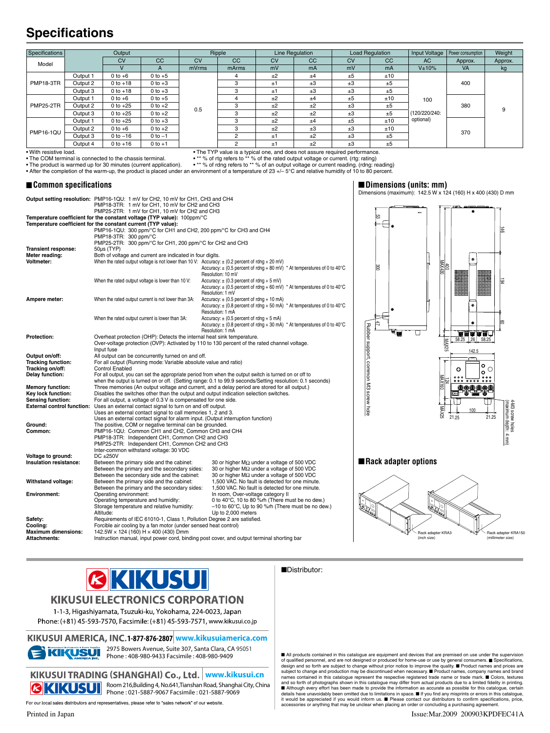# Specifications

| Specifications | | Output | | Ripple | | Line Regulation | | Load Regulation | | Input Voltage | Power consumption | Weight |
|---|---|---|---|---|---|---|---|---|---|---|---|---|
| Model | | CV | CC | CV | CC | CV | CC | CV | CC | AC | Approx. | Approx. |
| | | V | A | mVrms | mArms | mV | mA | mV | mA | V±10% | VA | kg |
| PMP18-3TR | Output 1 | 0 to +6 | 0 to +5 | 0.5 | 4 | ±2 | ±4 | ±5 | ±10 | 100 (120/220/240: optional) | 400 | 9 |
| | Output 2 | 0 to +18 | 0 to +3 | | 3 | ±1 | ±3 | ±3 | ±5 | | | |
| | Output 3 | 0 to +18 | 0 to +3 | | 3 | ±1 | ±3 | ±3 | ±5 | | | |
| PMP25-2TR | Output 1 | 0 to +6 | 0 to +5 | | 4 | ±2 | ±4 | ±5 | ±10 | | 380 | |
| | Output 2 | 0 to +25 | 0 to +2 | | 3 | ±2 | ±2 | ±3 | ±5 | | | |
| | Output 3 | 0 to +25 | 0 to +2 | | 3 | ±2 | ±2 | ±3 | ±5 | | | |
| PMP16-1QU | Output 1 | 0 to +25 | 0 to +3 | | 3 | ±2 | ±4 | ±5 | ±10 | | 370 | |
| | Output 2 | 0 to +6 | 0 to +2 | | 3 | ±2 | ±3 | ±3 | ±10 | | | |
| | Output 3 | 0 to –16 | 0 to –1 | | 2 | ±1 | ±2 | ±3 | ±5 | | | |
| | Output 4 | 0 to +16 | 0 to +1 | | 2 | ±1 | ±2 | ±3 | ±5 | | | |

- With resistive load.
- The COM terminal is connected to the chassis terminal.
- The product is warmed up for 30 minutes (current application).
- The TYP value is a typical one, and does not assure required performance.
- ** % of rtg refers to ** % of the rated output voltage or current. (rtg: rating)
- ** % of rdng refers to ** % of an output voltage or current reading. (rdng: reading)
- After the completion of the warm-up, the product is placed under an environment of a temperature of 23 +/– 5°C and relative humidity of 10 to 80 percent.

## Common specifications

**Output setting resolution:** PMP16-1QU: 1 mV for CH2, 10 mV for CH1, CH3 and CH4
PMP18-3TR: 1 mV for CH1, 10 mV for CH2 and CH3
PMP25-2TR: 1 mV for CH1, 10 mV for CH2 and CH3

**Temperature coefficient for the constant voltage (TYP value):** 100ppm/°C

**Temperature coefficient for the constant current (TYP value):**
PMP16-1QU: 300 ppm/°C for CH1 and CH2, 200 ppm/°C for CH3 and CH4
PMP18-3TR: 300 ppm/°C
PMP25-2TR: 300 ppm/°C for CH1, 200 ppm/°C for CH2 and CH3

**Transient response:** 50μs (TYP)

**Meter reading:** Both of voltage and current are indicated in four digits.

**Voltmeter:**
When the rated output voltage is not lower than 10 V: Accuracy: ± (0.2 percent of rdng + 20 mV)
Accuracy: ± (0.5 percent of rdng + 80 mV) * At temperatures of 0 to 40°C
Resolution: 10 mV
When the rated output voltage is lower than 10 V: Accuracy: ± (0.3 percent of rdng + 5 mV)
Accuracy: ± (0.5 percent of rdng + 60 mV) * At temperatures of 0 to 40°C
Resolution: 1 mV

**Ampere meter:**
When the rated output current is not lower than 3A: Accuracy: ± (0.5 percent of rdng + 10 mA)
Accuracy: ± (0.8 percent of rdng + 50 mA) * At temperatures of 0 to 40°C
Resolution: 1 mA
When the rated output current is lower than 3A: Accuracy: ± (0.5 percent of rdng + 5 mA)
Accuracy: ± (0.8 percent of rdng + 30 mA) * At temperatures of 0 to 40°C
Resolution: 1 mA

**Protection:** Overheat protection (OHP): Detects the internal heat sink temperature.
Over-voltage protection (OVP): Activated by 110 to 130 percent of the rated channel voltage.
Input fuse

**Output on/off:** All output can be concurrently turned on and off.

**Tracking function:** For all output (Running mode: Variable absolute value and ratio)

**Tracking on/off:** Control Enabled

**Delay function:** For all output, you can set the appropriate period from when the output switch is turned on or off to when the output is turned on or off. (Setting range: 0.1 to 99.9 seconds/Setting resolution: 0.1 seconds)

**Memory function:** Three memories (An output voltage and current, and a delay period are stored for all output.)

**Key lock function:** Disables the switches other than the output and output indication selection switches.

**Sensing function:** For all output, a voltage of 0.3 V is compensated for one side.

**External control function:** Uses an external contact signal to turn on and off output.
Uses an external contact signal to call memories 1, 2 and 3.
Uses an external contact signal for alarm input. (Output interruption function)

**Ground:** The positive, COM or negative terminal can be grounded.

**Common:** PMP16-1QU: Common CH1 and CH2, Common CH3 and CH4
PMP18-3TR: Independent CH1, Common CH2 and CH3
PMP25-2TR: Independent CH1, Common CH2 and CH3
Inter-common withstand voltage: 30 VDC

**Voltage to ground:** DC ±250V

**Insulation resistance:**
Between the primary side and the cabinet: 30 or higher MΩ under a voltage of 500 VDC
Between the primary and the secondary sides: 30 or higher MΩ under a voltage of 500 VDC
Between the secondary side and the cabinet: 30 or higher MΩ under a voltage of 500 VDC

**Withstand voltage:**
Between the primary side and the cabinet: 1,500 VAC. No fault is detected for one minute.
Between the primary and the secondary sides: 1,500 VAC. No fault is detected for one minute.

**Environment:**
Operating environment: In room, Over-voltage category II
Operating temperature and humidity: 0 to 40°C, 10 to 80 %rh (There must be no dew.)
Storage temperature and relative humidity: –10 to 60°C, Up to 90 %rh (There must be no dew.)
Altitude: Up to 2,000 meters

**Safety:** Requirements of IEC 61010-1, Class 1, Pollution Degree 2 are satisfied.

**Cooling:** Forcible air cooling by a fan motor (under sensed heat control)

**Maximum dimensions:** 142.5W × 124 (160) H × 400 (430) Dmm

**Attachments:** Instruction manual, input power cord, binding post cover, and output terminal shorting bar

## Dimensions (units: mm)

Dimensions (maximum): 142.5 W x 124 (160) H x 400 (430) D mm

53
300
47
400
MAX430
146
194
60
MAX25
58.25 26 58.25
142.5
124
MAX160
MAX25
100
21.25 21.25
Rubber support, common M3 screw hole
4-M3 screw holes (maximum depth: 4 mm)

## Rack adapter options

Rack adapter KRA3 (inch size)
Rack adapter KRA150 (millimeter size)

**KIKUSUI**

**KIKUSUI ELECTRONICS CORPORATION**
1-1-3, Higashiyamata, Tsuzuki-ku, Yokohama, 224-0023, Japan
Phone: (+81) 45-593-7570, Facsimile: (+81) 45-593-7571, www.kikusui.co.jp

**KIKUSUI AMERICA, INC.** 1-877-876-2807 www.kikusuiamerica.com
2975 Bowers Avenue, Suite 307, Santa Clara, CA 95051
Phone : 408-980-9433 Facsimile : 408-980-9409

**KIKUSUI TRADING (SHANGHAI) Co., Ltd.** www.kikusui.cn
Room 216,Building 4, No.641,Tianshan Road, Shanghai City, China
Phone : 021-5887-9067 Facsimile : 021-5887-9069

For our local sales distributors and representatives, please refer to "sales network" of our website.

■Distributor:

■ All products contained in this catalogue are equipment and devices that are premised on use under the supervision of qualified personnel, and are not designed or produced for home-use or use by general consumers. ■ Specifications, design and so forth are subject to change without prior notice to improve the quality. ■ Product names and prices are subject to change and production may be discontinued when necessary. ■ Product names, company names and brand names contained in this catalogue represent the respective registered trade name or trade mark. ■ Colors, textures and so forth of photographs shown in this catalogue may differ from actual products due to a limited fidelity in printing. ■ Although every effort has been made to provide the information as accurate as possible for this catalogue, certain details have unavoidably been omitted due to limitations in space. ■ If you find any misprints or errors in this catalogue, it would be appreciated if you would inform us. ■ Please contact our distributors to confirm specifications, price, accessories or anything that may be unclear when placing an order or concluding a purchasing agreement.

Printed in Japan

Issue:Mar.2009 200903KPDFEC41A